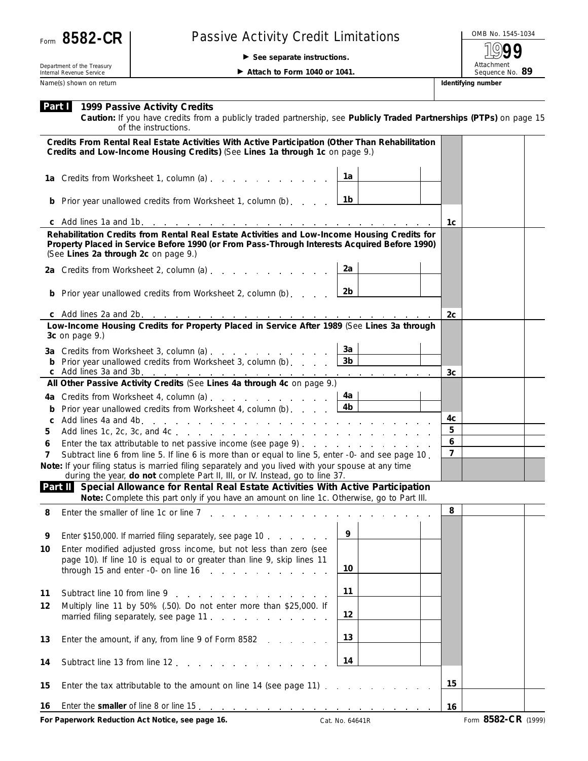Form **8582-CR**

Department of the Treasury
Internal Revenue Service

# Passive Activity Credit Limitations

► **See separate instructions.**

► **Attach to Form 1040 or 1041.**

OMB No. 1545-1034

**1999**

Attachment Sequence No. **89**

Name(s) shown on return | **Identifying number**

## Part I 1999 Passive Activity Credits

**Caution:** If you have credits from a publicly traded partnership, see **Publicly Traded Partnerships (PTPs)** on page 15 of the instructions.

**Credits From Rental Real Estate Activities With Active Participation (Other Than Rehabilitation Credits and Low-Income Housing Credits)** (See **Lines 1a through 1c** on page 9.)

| | | | |
|---|---|---|---|
| **1a** Credits from Worksheet 1, column (a) | 1a | | |
| **b** Prior year unallowed credits from Worksheet 1, column (b) | 1b | | |
| **c** Add lines 1a and 1b | | 1c | |

**Rehabilitation Credits from Rental Real Estate Activities and Low-Income Housing Credits for Property Placed in Service Before 1990 (or From Pass-Through Interests Acquired Before 1990)** (See **Lines 2a through 2c** on page 9.)

| | | | |
|---|---|---|---|
| **2a** Credits from Worksheet 2, column (a) | 2a | | |
| **b** Prior year unallowed credits from Worksheet 2, column (b) | 2b | | |
| **c** Add lines 2a and 2b | | 2c | |

**Low-Income Housing Credits for Property Placed in Service After 1989** (See **Lines 3a through 3c** on page 9.)

| | | | |
|---|---|---|---|
| **3a** Credits from Worksheet 3, column (a) | 3a | | |
| **b** Prior year unallowed credits from Worksheet 3, column (b) | 3b | | |
| **c** Add lines 3a and 3b | | 3c | |

**All Other Passive Activity Credits** (See **Lines 4a through 4c** on page 9.)

| | | | |
|---|---|---|---|
| **4a** Credits from Worksheet 4, column (a) | 4a | | |
| **b** Prior year unallowed credits from Worksheet 4, column (b) | 4b | | |
| **c** Add lines 4a and 4b | | 4c | |
| **5** Add lines 1c, 2c, 3c, and 4c | | 5 | |
| **6** Enter the tax attributable to net passive income (see page 9) | | 6 | |
| **7** Subtract line 6 from line 5. If line 6 is more than or equal to line 5, enter -0- and see page 10 | | 7 | |

**Note:** If your filing status is married filing separately and you lived with your spouse at any time during the year, **do not** complete Part II, III, or IV. Instead, go to line 37.

## Part II Special Allowance for Rental Real Estate Activities With Active Participation

**Note:** Complete this part only if you have an amount on line 1c. Otherwise, go to Part III.

| | | | |
|---|---|---|---|
| **8** Enter the smaller of line 1c or line 7 | | 8 | |
| **9** Enter $150,000. If married filing separately, see page 10 | 9 | | |
| **10** Enter modified adjusted gross income, but not less than zero (see page 10). If line 10 is equal to or greater than line 9, skip lines 11 through 15 and enter -0- on line 16 | 10 | | |
| **11** Subtract line 10 from line 9 | 11 | | |
| **12** Multiply line 11 by 50% (.50). Do not enter more than $25,000. If married filing separately, see page 11 | 12 | | |
| **13** Enter the amount, if any, from line 9 of Form 8582 | 13 | | |
| **14** Subtract line 13 from line 12 | 14 | | |
| **15** Enter the tax attributable to the amount on line 14 (see page 11) | | 15 | |
| **16** Enter the **smaller** of line 8 or line 15 | | 16 | |

**For Paperwork Reduction Act Notice, see page 16.** Cat. No. 64641R Form **8582-CR** (1999)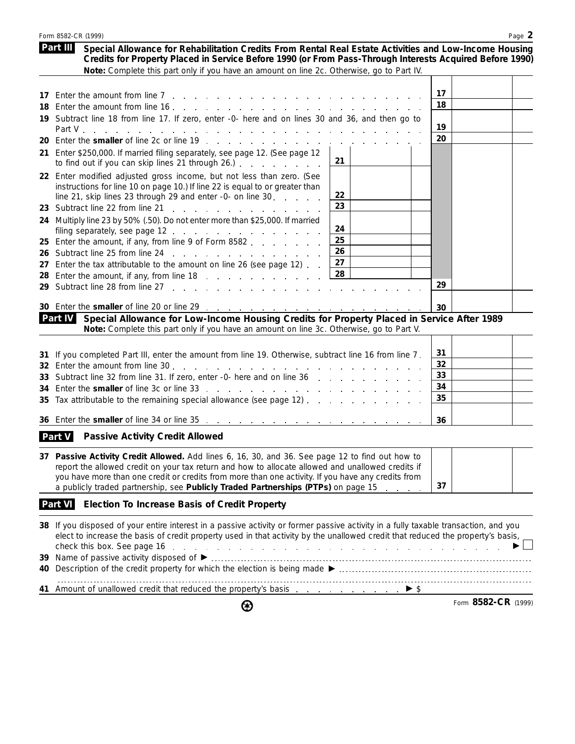## Part III Special Allowance for Rehabilitation Credits From Rental Real Estate Activities and Low-Income Housing Credits for Property Placed in Service Before 1990 (or From Pass-Through Interests Acquired Before 1990)

**Note:** Complete this part only if you have an amount on line 2c. Otherwise, go to Part IV.

| | | | |
|---|---|---|---|
| **17** Enter the amount from line 7 | | 17 | |
| **18** Enter the amount from line 16 | | 18 | |
| **19** Subtract line 18 from line 17. If zero, enter -0- here and on lines 30 and 36, and then go to Part V | | 19 | |
| **20** Enter the **smaller** of line 2c or line 19 | | 20 | |
| **21** Enter $250,000. If married filing separately, see page 12. (See page 12 to find out if you can skip lines 21 through 26.) | 21 | | |
| **22** Enter modified adjusted gross income, but not less than zero. (See instructions for line 10 on page 10.) If line 22 is equal to or greater than line 21, skip lines 23 through 29 and enter -0- on line 30 | 22 | | |
| **23** Subtract line 22 from line 21 | 23 | | |
| **24** Multiply line 23 by 50% (.50). Do not enter more than $25,000. If married filing separately, see page 12 | 24 | | |
| **25** Enter the amount, if any, from line 9 of Form 8582 | 25 | | |
| **26** Subtract line 25 from line 24 | 26 | | |
| **27** Enter the tax attributable to the amount on line 26 (see page 12) | 27 | | |
| **28** Enter the amount, if any, from line 18 | 28 | | |
| **29** Subtract line 28 from line 27 | | 29 | |
| **30** Enter the **smaller** of line 20 or line 29 | | 30 | |

## Part IV Special Allowance for Low-Income Housing Credits for Property Placed in Service After 1989

**Note:** Complete this part only if you have an amount on line 3c. Otherwise, go to Part V.

| | | |
|---|---|---|
| **31** If you completed Part III, enter the amount from line 19. Otherwise, subtract line 16 from line 7 | 31 | |
| **32** Enter the amount from line 30 | 32 | |
| **33** Subtract line 32 from line 31. If zero, enter -0- here and on line 36 | 33 | |
| **34** Enter the **smaller** of line 3c or line 33 | 34 | |
| **35** Tax attributable to the remaining special allowance (see page 12) | 35 | |
| **36** Enter the **smaller** of line 34 or line 35 | 36 | |

## Part V Passive Activity Credit Allowed

| | | |
|---|---|---|
| **37 Passive Activity Credit Allowed.** Add lines 6, 16, 30, and 36. See page 12 to find out how to report the allowed credit on your tax return and how to allocate allowed and unallowed credits if you have more than one credit or credits from more than one activity. If you have any credits from a publicly traded partnership, see **Publicly Traded Partnerships (PTPs)** on page 15 | 37 | |

## Part VI Election To Increase Basis of Credit Property

**38** If you disposed of your entire interest in a passive activity or former passive activity in a fully taxable transaction, and you elect to increase the basis of credit property used in that activity by the unallowed credit that reduced the property's basis, check this box. See page 16 ▶ ☐

**39** Name of passive activity disposed of ▶

**40** Description of the credit property for which the election is being made ▶

**41** Amount of unallowed credit that reduced the property's basis ▶ $